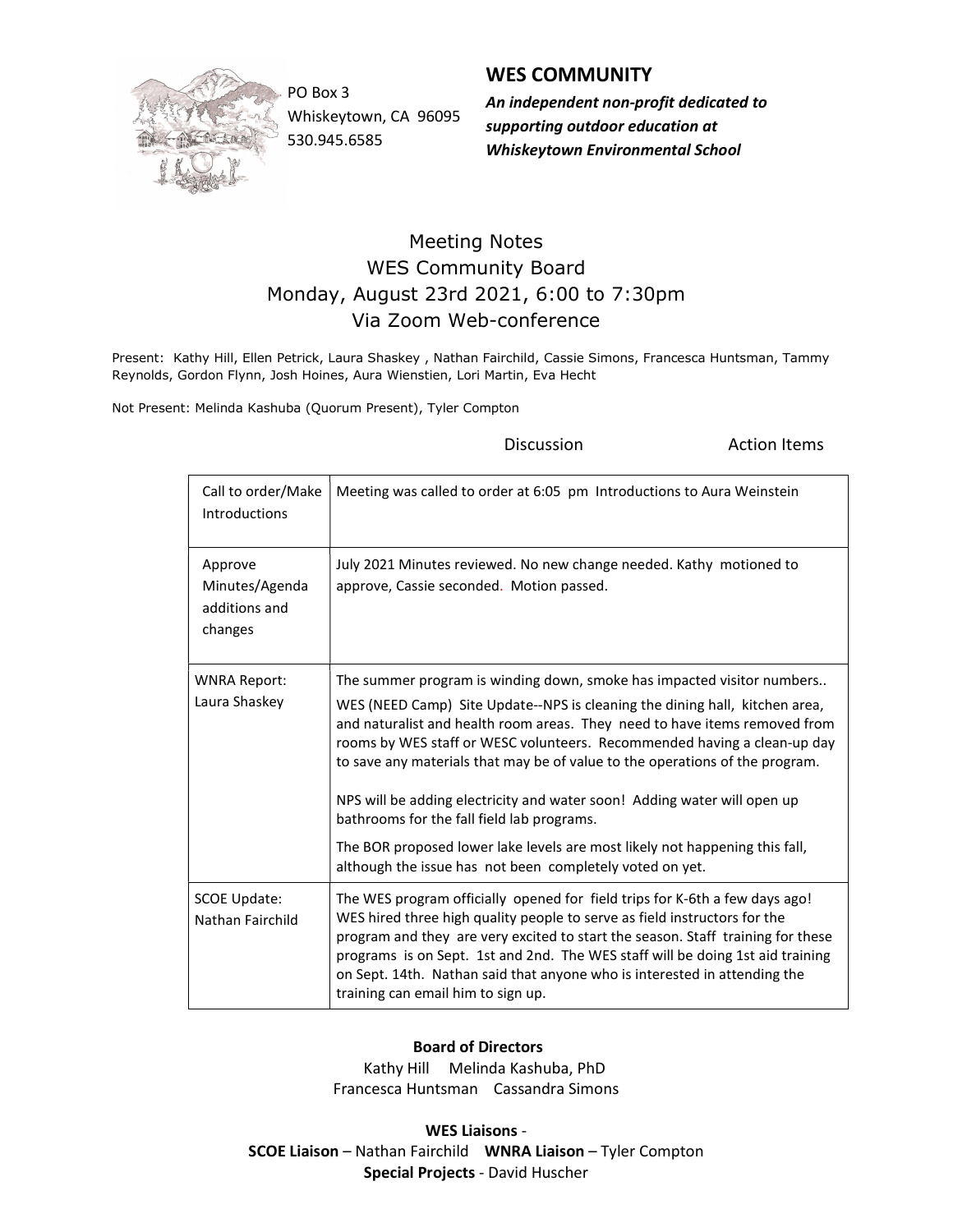PO Box 3
Whiskeytown, CA 96095
530.945.6585

## WES COMMUNITY

***An independent non-profit dedicated to supporting outdoor education at Whiskeytown Environmental School***

# Meeting Notes
## WES Community Board
## Monday, August 23rd 2021, 6:00 to 7:30pm
## Via Zoom Web-conference

Present: Kathy Hill, Ellen Petrick, Laura Shaskey , Nathan Fairchild, Cassie Simons, Francesca Huntsman, Tammy Reynolds, Gordon Flynn, Josh Hoines, Aura Wienstien, Lori Martin, Eva Hecht

Not Present: Melinda Kashuba (Quorum Present), Tyler Compton

| | Discussion Action Items |
|---|---|
| Call to order/Make Introductions | Meeting was called to order at 6:05 pm Introductions to Aura Weinstein |
| Approve Minutes/Agenda additions and changes | July 2021 Minutes reviewed. No new change needed. Kathy motioned to approve, Cassie seconded. Motion passed. |
| WNRA Report: Laura Shaskey | The summer program is winding down, smoke has impacted visitor numbers..<br><br>WES (NEED Camp) Site Update--NPS is cleaning the dining hall, kitchen area, and naturalist and health room areas. They need to have items removed from rooms by WES staff or WESC volunteers. Recommended having a clean-up day to save any materials that may be of value to the operations of the program.<br><br>NPS will be adding electricity and water soon! Adding water will open up bathrooms for the fall field lab programs.<br><br>The BOR proposed lower lake levels are most likely not happening this fall, although the issue has not been completely voted on yet. |
| SCOE Update: Nathan Fairchild | The WES program officially opened for field trips for K-6th a few days ago! WES hired three high quality people to serve as field instructors for the program and they are very excited to start the season. Staff training for these programs is on Sept. 1st and 2nd. The WES staff will be doing 1st aid training on Sept. 14th. Nathan said that anyone who is interested in attending the training can email him to sign up. |

**Board of Directors**
Kathy Hill Melinda Kashuba, PhD
Francesca Huntsman Cassandra Simons

**WES Liaisons** -
**SCOE Liaison** – Nathan Fairchild **WNRA Liaison** – Tyler Compton
**Special Projects** - David Huscher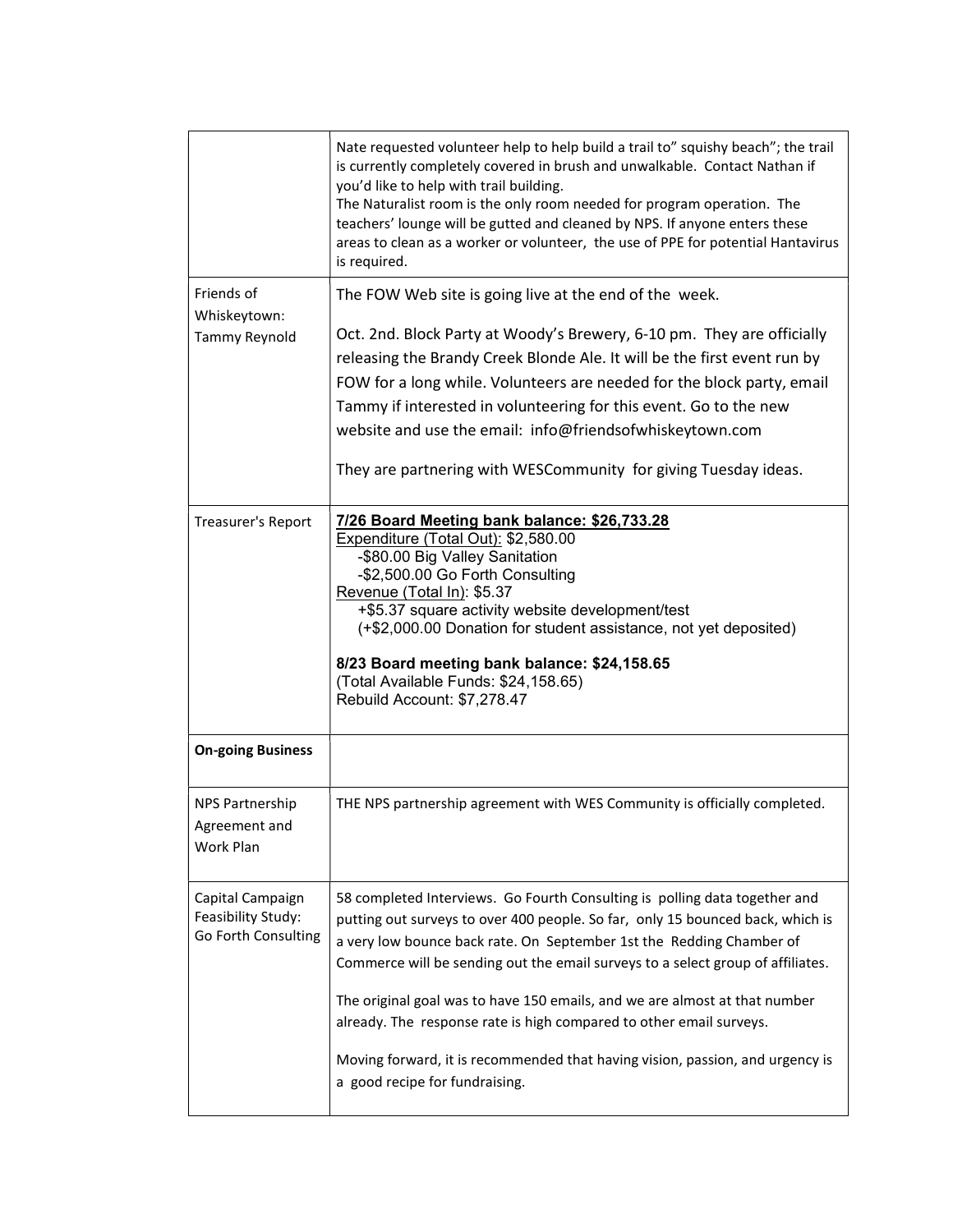| | |
|---|---|
| | Nate requested volunteer help to help build a trail to" squishy beach"; the trail is currently completely covered in brush and unwalkable. Contact Nathan if you'd like to help with trail building.<br>The Naturalist room is the only room needed for program operation. The teachers' lounge will be gutted and cleaned by NPS. If anyone enters these areas to clean as a worker or volunteer, the use of PPE for potential Hantavirus is required. |
| Friends of Whiskeytown: Tammy Reynold | The FOW Web site is going live at the end of the week.<br><br>Oct. 2nd. Block Party at Woody's Brewery, 6-10 pm. They are officially releasing the Brandy Creek Blonde Ale. It will be the first event run by FOW for a long while. Volunteers are needed for the block party, email Tammy if interested in volunteering for this event. Go to the new website and use the email: info@friendsofwhiskeytown.com<br><br>They are partnering with WESCommunity for giving Tuesday ideas. |
| Treasurer's Report | **7/26 Board Meeting bank balance: $26,733.28**<br>Expenditure (Total Out): $2,580.00<br>-$80.00 Big Valley Sanitation<br>-$2,500.00 Go Forth Consulting<br>Revenue (Total In): $5.37<br>+$5.37 square activity website development/test<br>(+$2,000.00 Donation for student assistance, not yet deposited)<br><br>**8/23 Board meeting bank balance: $24,158.65**<br>(Total Available Funds: $24,158.65)<br>Rebuild Account: $7,278.47 |
| **On-going Business** | |
| NPS Partnership Agreement and Work Plan | THE NPS partnership agreement with WES Community is officially completed. |
| Capital Campaign Feasibility Study: Go Forth Consulting | 58 completed Interviews. Go Fourth Consulting is polling data together and putting out surveys to over 400 people. So far, only 15 bounced back, which is a very low bounce back rate. On September 1st the Redding Chamber of Commerce will be sending out the email surveys to a select group of affiliates.<br><br>The original goal was to have 150 emails, and we are almost at that number already. The response rate is high compared to other email surveys.<br><br>Moving forward, it is recommended that having vision, passion, and urgency is a good recipe for fundraising. |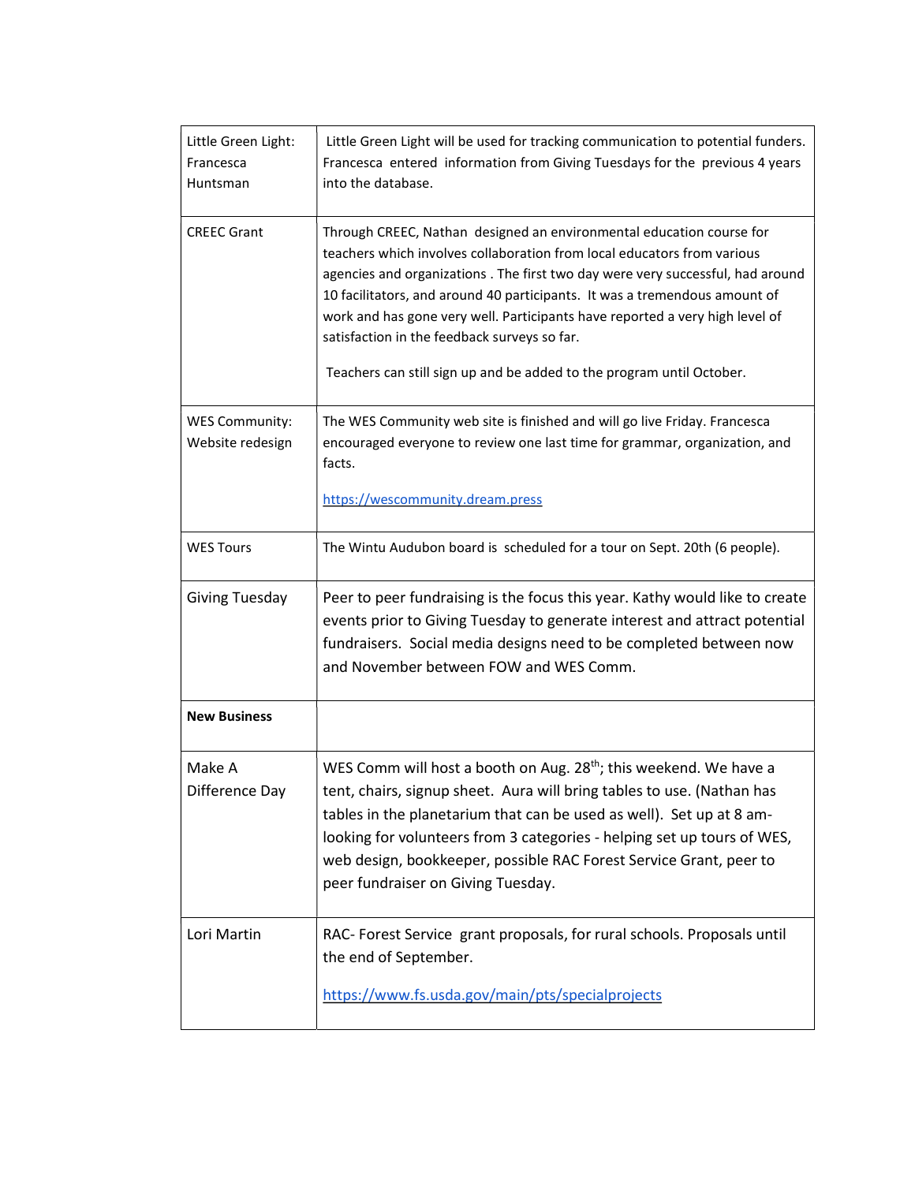| | |
|---|---|
| Little Green Light: Francesca Huntsman | Little Green Light will be used for tracking communication to potential funders. Francesca entered information from Giving Tuesdays for the previous 4 years into the database. |
| CREEC Grant | Through CREEC, Nathan designed an environmental education course for teachers which involves collaboration from local educators from various agencies and organizations . The first two day were very successful, had around 10 facilitators, and around 40 participants. It was a tremendous amount of work and has gone very well. Participants have reported a very high level of satisfaction in the feedback surveys so far.<br><br>Teachers can still sign up and be added to the program until October. |
| WES Community: Website redesign | The WES Community web site is finished and will go live Friday. Francesca encouraged everyone to review one last time for grammar, organization, and facts.<br><br>https://wescommunity.dream.press |
| WES Tours | The Wintu Audubon board is scheduled for a tour on Sept. 20th (6 people). |
| Giving Tuesday | Peer to peer fundraising is the focus this year. Kathy would like to create events prior to Giving Tuesday to generate interest and attract potential fundraisers. Social media designs need to be completed between now and November between FOW and WES Comm. |
| **New Business** | |
| Make A Difference Day | WES Comm will host a booth on Aug. 28th; this weekend. We have a tent, chairs, signup sheet. Aura will bring tables to use. (Nathan has tables in the planetarium that can be used as well). Set up at 8 am- looking for volunteers from 3 categories - helping set up tours of WES, web design, bookkeeper, possible RAC Forest Service Grant, peer to peer fundraiser on Giving Tuesday. |
| Lori Martin | RAC- Forest Service grant proposals, for rural schools. Proposals until the end of September.<br><br>https://www.fs.usda.gov/main/pts/specialprojects |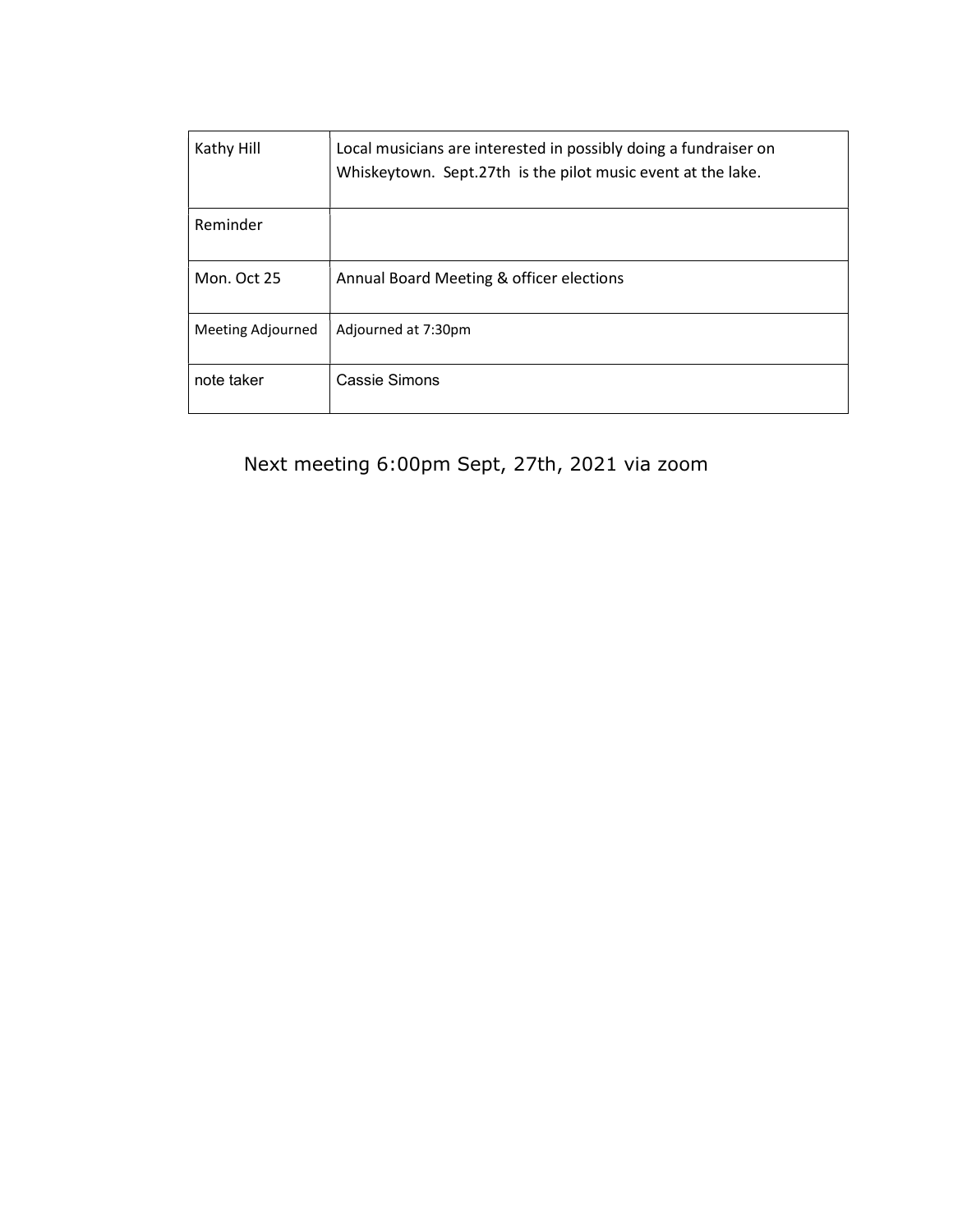| | |
|---|---|
| Kathy Hill | Local musicians are interested in possibly doing a fundraiser on Whiskeytown. Sept.27th is the pilot music event at the lake. |
| Reminder | |
| Mon. Oct 25 | Annual Board Meeting & officer elections |
| Meeting Adjourned | Adjourned at 7:30pm |
| note taker | Cassie Simons |

Next meeting 6:00pm Sept, 27th, 2021 via zoom